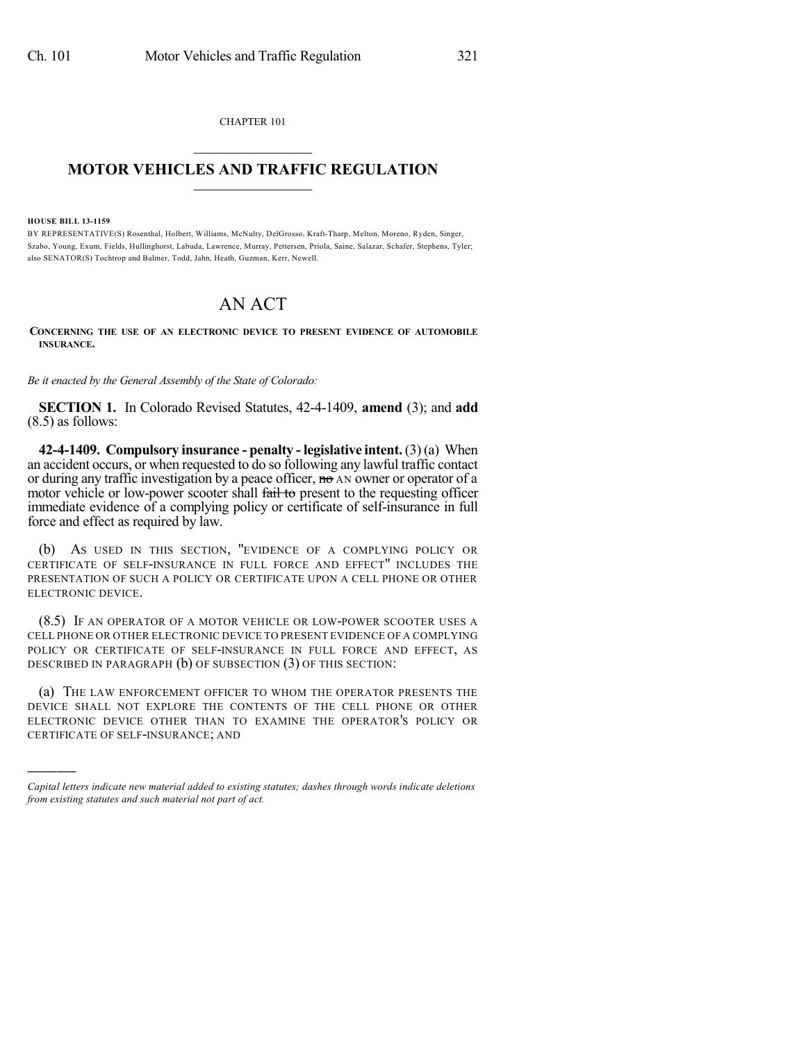CHAPTER 101

# MOTOR VEHICLES AND TRAFFIC REGULATION

**HOUSE BILL 13-1159**

BY REPRESENTATIVE(S) Rosenthal, Holbert, Williams, McNulty, DelGrosso, Kraft-Tharp, Melton, Moreno, Ryden, Singer, Szabo, Young, Exum, Fields, Hullinghorst, Labuda, Lawrence, Murray, Pettersen, Priola, Saine, Salazar, Schafer, Stephens, Tyler; also SENATOR(S) Tochtrop and Balmer, Todd, Jahn, Heath, Guzman, Kerr, Newell.

# AN ACT

**CONCERNING THE USE OF AN ELECTRONIC DEVICE TO PRESENT EVIDENCE OF AUTOMOBILE INSURANCE.**

*Be it enacted by the General Assembly of the State of Colorado:*

**SECTION 1.** In Colorado Revised Statutes, 42-4-1409, **amend** (3); and **add** (8.5) as follows:

**42-4-1409. Compulsory insurance - penalty - legislative intent.** (3) (a) When an accident occurs, or when requested to do so following any lawful traffic contact or during any traffic investigation by a peace officer, ~~no~~ AN owner or operator of a motor vehicle or low-power scooter shall ~~fail to~~ present to the requesting officer immediate evidence of a complying policy or certificate of self-insurance in full force and effect as required by law.

(b) AS USED IN THIS SECTION, "EVIDENCE OF A COMPLYING POLICY OR CERTIFICATE OF SELF-INSURANCE IN FULL FORCE AND EFFECT" INCLUDES THE PRESENTATION OF SUCH A POLICY OR CERTIFICATE UPON A CELL PHONE OR OTHER ELECTRONIC DEVICE.

(8.5) IF AN OPERATOR OF A MOTOR VEHICLE OR LOW-POWER SCOOTER USES A CELL PHONE OR OTHER ELECTRONIC DEVICE TO PRESENT EVIDENCE OF A COMPLYING POLICY OR CERTIFICATE OF SELF-INSURANCE IN FULL FORCE AND EFFECT, AS DESCRIBED IN PARAGRAPH (b) OF SUBSECTION (3) OF THIS SECTION:

(a) THE LAW ENFORCEMENT OFFICER TO WHOM THE OPERATOR PRESENTS THE DEVICE SHALL NOT EXPLORE THE CONTENTS OF THE CELL PHONE OR OTHER ELECTRONIC DEVICE OTHER THAN TO EXAMINE THE OPERATOR'S POLICY OR CERTIFICATE OF SELF-INSURANCE; AND

---

*Capital letters indicate new material added to existing statutes; dashes through words indicate deletions from existing statutes and such material not part of act.*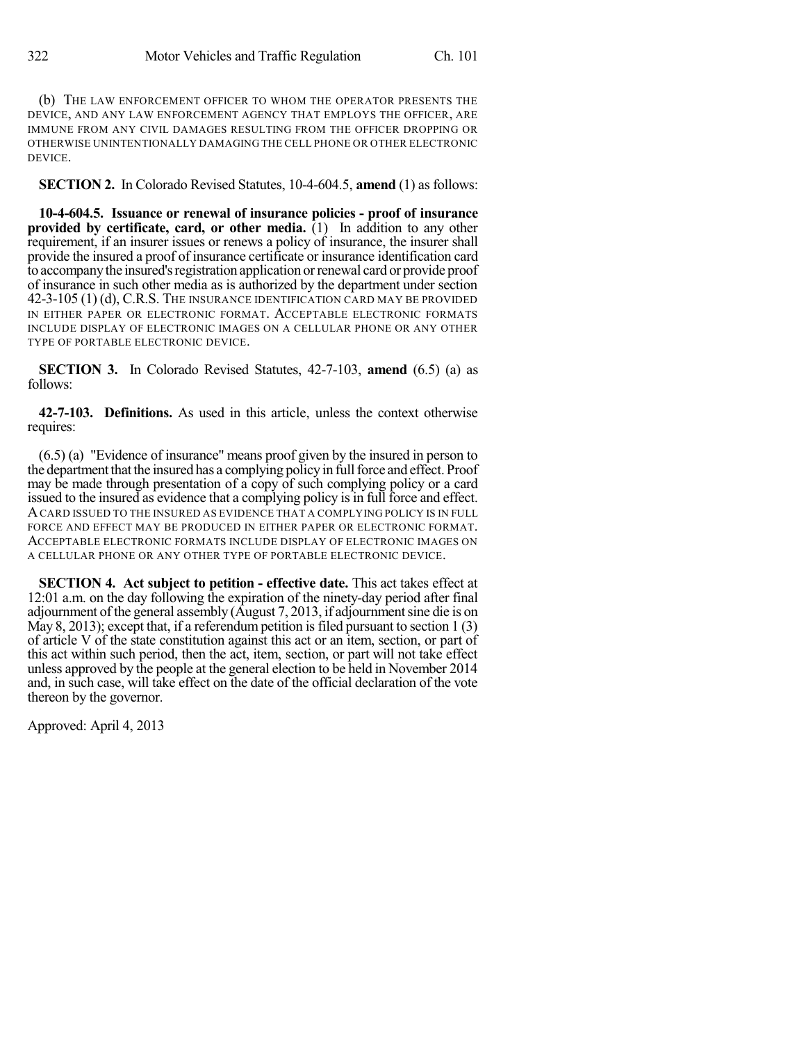(b) THE LAW ENFORCEMENT OFFICER TO WHOM THE OPERATOR PRESENTS THE DEVICE, AND ANY LAW ENFORCEMENT AGENCY THAT EMPLOYS THE OFFICER, ARE IMMUNE FROM ANY CIVIL DAMAGES RESULTING FROM THE OFFICER DROPPING OR OTHERWISE UNINTENTIONALLY DAMAGING THE CELL PHONE OR OTHER ELECTRONIC DEVICE.

**SECTION 2.** In Colorado Revised Statutes, 10-4-604.5, **amend** (1) as follows:

**10-4-604.5. Issuance or renewal of insurance policies - proof of insurance provided by certificate, card, or other media.** (1) In addition to any other requirement, if an insurer issues or renews a policy of insurance, the insurer shall provide the insured a proof of insurance certificate or insurance identification card to accompany the insured's registration application or renewal card or provide proof of insurance in such other media as is authorized by the department under section 42-3-105 (1) (d), C.R.S. THE INSURANCE IDENTIFICATION CARD MAY BE PROVIDED IN EITHER PAPER OR ELECTRONIC FORMAT. ACCEPTABLE ELECTRONIC FORMATS INCLUDE DISPLAY OF ELECTRONIC IMAGES ON A CELLULAR PHONE OR ANY OTHER TYPE OF PORTABLE ELECTRONIC DEVICE.

**SECTION 3.** In Colorado Revised Statutes, 42-7-103, **amend** (6.5) (a) as follows:

**42-7-103. Definitions.** As used in this article, unless the context otherwise requires:

(6.5) (a) "Evidence of insurance" means proof given by the insured in person to the department that the insured has a complying policy in full force and effect. Proof may be made through presentation of a copy of such complying policy or a card issued to the insured as evidence that a complying policy is in full force and effect. A CARD ISSUED TO THE INSURED AS EVIDENCE THAT A COMPLYING POLICY IS IN FULL FORCE AND EFFECT MAY BE PRODUCED IN EITHER PAPER OR ELECTRONIC FORMAT. ACCEPTABLE ELECTRONIC FORMATS INCLUDE DISPLAY OF ELECTRONIC IMAGES ON A CELLULAR PHONE OR ANY OTHER TYPE OF PORTABLE ELECTRONIC DEVICE.

**SECTION 4. Act subject to petition - effective date.** This act takes effect at 12:01 a.m. on the day following the expiration of the ninety-day period after final adjournment of the general assembly (August 7, 2013, if adjournment sine die is on May 8, 2013); except that, if a referendum petition is filed pursuant to section 1 (3) of article V of the state constitution against this act or an item, section, or part of this act within such period, then the act, item, section, or part will not take effect unless approved by the people at the general election to be held in November 2014 and, in such case, will take effect on the date of the official declaration of the vote thereon by the governor.

Approved: April 4, 2013